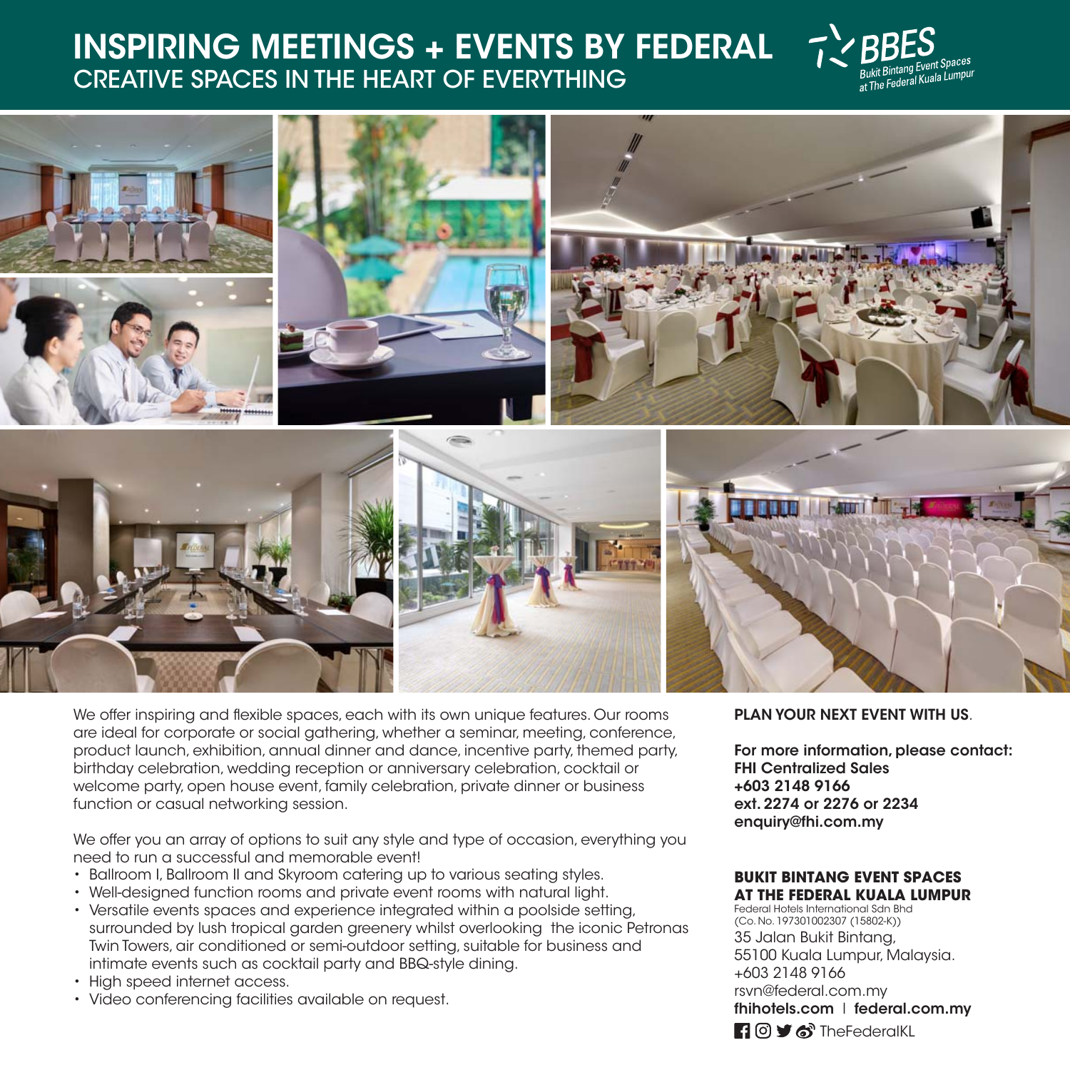# INSPIRING MEETINGS + EVENTS BY FEDERAL

## CREATIVE SPACES IN THE HEART OF EVERYTHING

BBES
Bukit Bintang Event Spaces at The Federal Kuala Lumpur

We offer inspiring and flexible spaces, each with its own unique features. Our rooms are ideal for corporate or social gathering, whether a seminar, meeting, conference, product launch, exhibition, annual dinner and dance, incentive party, themed party, birthday celebration, wedding reception or anniversary celebration, cocktail or welcome party, open house event, family celebration, private dinner or business function or casual networking session.

We offer you an array of options to suit any style and type of occasion, everything you need to run a successful and memorable event!

- Ballroom I, Ballroom II and Skyroom catering up to various seating styles.
- Well-designed function rooms and private event rooms with natural light.
- Versatile events spaces and experience integrated within a poolside setting, surrounded by lush tropical garden greenery whilst overlooking the iconic Petronas Twin Towers, air conditioned or semi-outdoor setting, suitable for business and intimate events such as cocktail party and BBQ-style dining.
- High speed internet access.
- Video conferencing facilities available on request.

**PLAN YOUR NEXT EVENT WITH US.**

**For more information, please contact:**
**FHI Centralized Sales**
**+603 2148 9166**
**ext. 2274 or 2276 or 2234**
**enquiry@fhi.com.my**

**BUKIT BINTANG EVENT SPACES AT THE FEDERAL KUALA LUMPUR**
Federal Hotels International Sdn Bhd
(Co. No. 197301002307 (15802-K))
35 Jalan Bukit Bintang,
55100 Kuala Lumpur, Malaysia.
+603 2148 9166
rsvn@federal.com.my
**fhihotels.com** | **federal.com.my**
TheFederalKL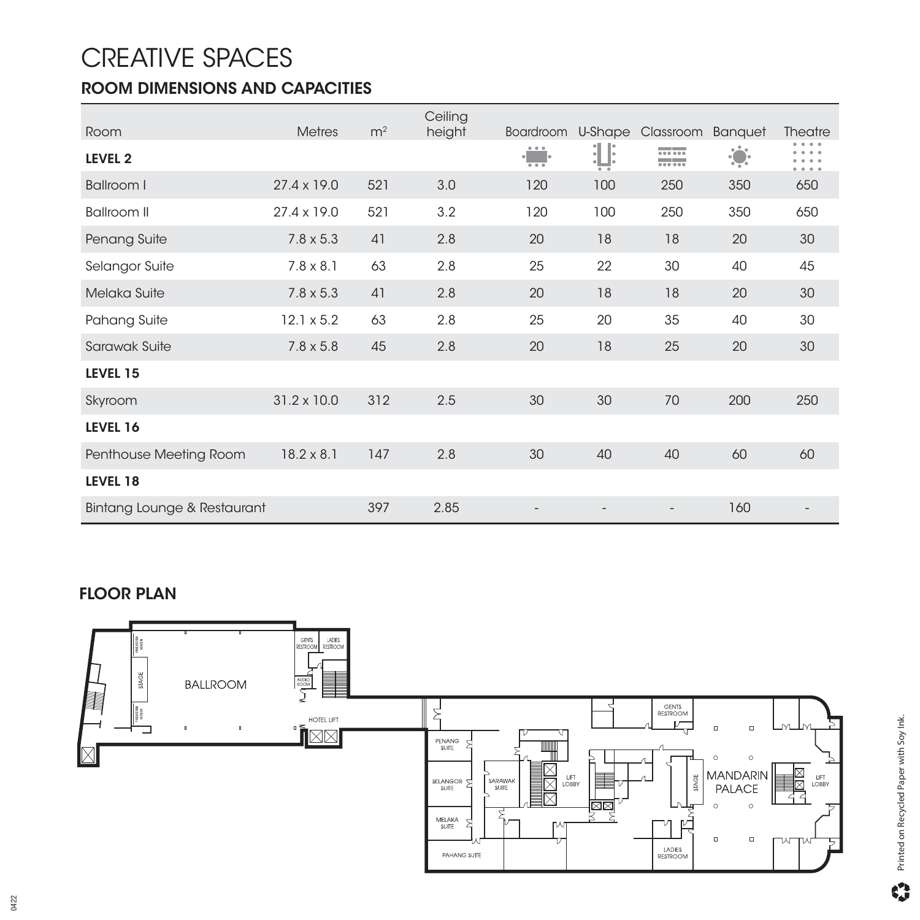# CREATIVE SPACES

## ROOM DIMENSIONS AND CAPACITIES

| Room | Metres | m² | Ceiling height | Boardroom | U-Shape | Classroom | Banquet | Theatre |
|---|---|---|---|---|---|---|---|---|
| **LEVEL 2** | | | | | | | | |
| Ballroom I | 27.4 x 19.0 | 521 | 3.0 | 120 | 100 | 250 | 350 | 650 |
| Ballroom II | 27.4 x 19.0 | 521 | 3.2 | 120 | 100 | 250 | 350 | 650 |
| Penang Suite | 7.8 x 5.3 | 41 | 2.8 | 20 | 18 | 18 | 20 | 30 |
| Selangor Suite | 7.8 x 8.1 | 63 | 2.8 | 25 | 22 | 30 | 40 | 45 |
| Melaka Suite | 7.8 x 5.3 | 41 | 2.8 | 20 | 18 | 18 | 20 | 30 |
| Pahang Suite | 12.1 x 5.2 | 63 | 2.8 | 25 | 20 | 35 | 40 | 30 |
| Sarawak Suite | 7.8 x 5.8 | 45 | 2.8 | 20 | 18 | 25 | 20 | 30 |
| **LEVEL 15** | | | | | | | | |
| Skyroom | 31.2 x 10.0 | 312 | 2.5 | 30 | 30 | 70 | 200 | 250 |
| **LEVEL 16** | | | | | | | | |
| Penthouse Meeting Room | 18.2 x 8.1 | 147 | 2.8 | 30 | 40 | 40 | 60 | 60 |
| **LEVEL 18** | | | | | | | | |
| Bintang Lounge & Restaurant | | 397 | 2.85 | - | - | - | 160 | - |

## FLOOR PLAN

BALLROOM
STAGE
PROJECTOR SCREEN
GENTS RESTROOM
LADIES RESTROOM
AUDIO ROOM
HOTEL LIFT
PENANG SUITE
SELANGOR SUITE
MELAKA SUITE
PAHANG SUITE
SARAWAK SUITE
LIFT LOBBY
GENTS RESTROOM
LADIES RESTROOM
STAGE
MANDARIN PALACE
LIFT LOBBY

Printed on Recycled Paper with Soy Ink.

0422